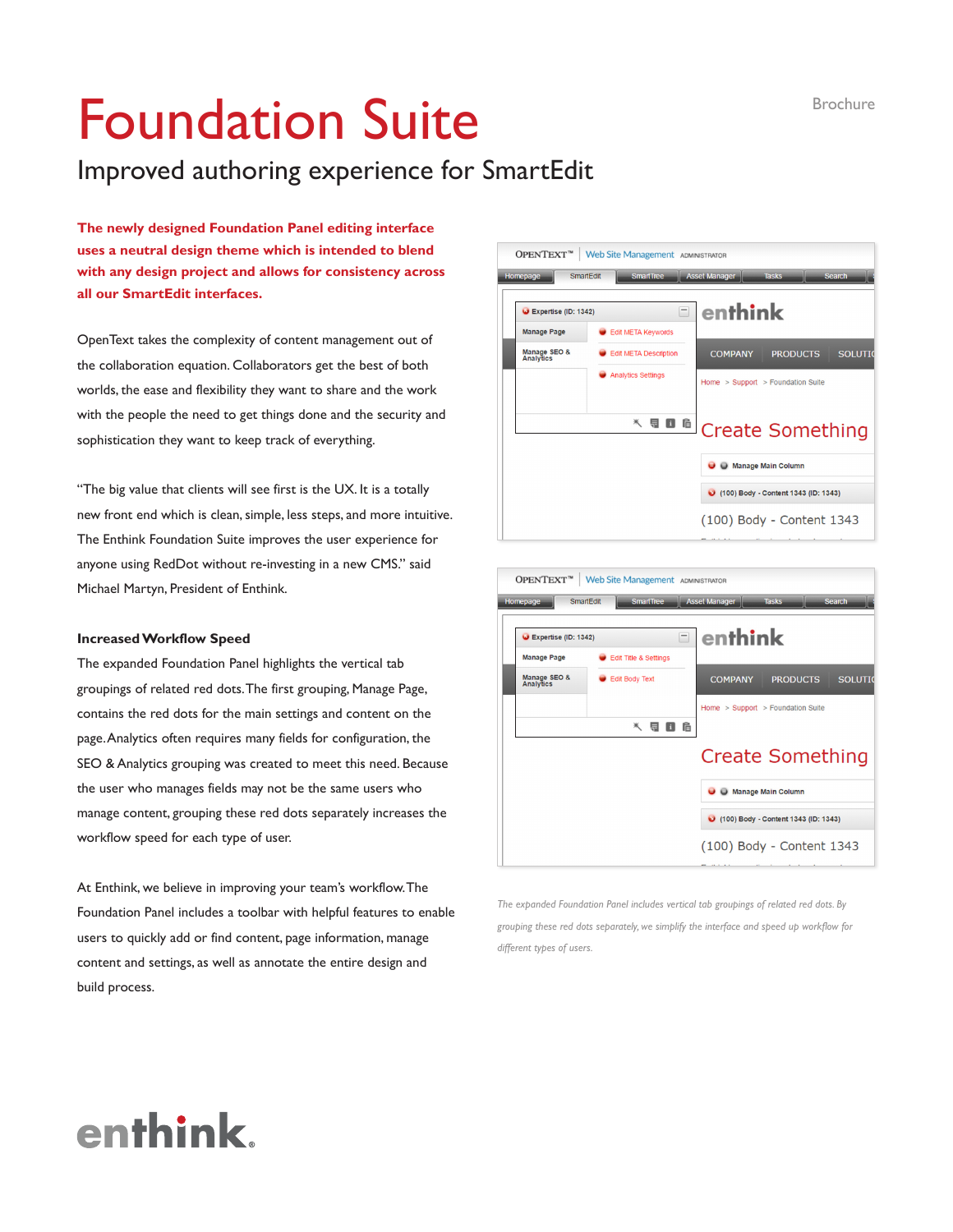# Foundation Suite

## Improved authoring experience for SmartEdit

Brochure

**The newly designed Foundation Panel editing interface uses a neutral design theme which is intended to blend with any design project and allows for consistency across all our SmartEdit interfaces.**

OpenText takes the complexity of content management out of the collaboration equation. Collaborators get the best of both worlds, the ease and flexibility they want to share and the work with the people the need to get things done and the security and sophistication they want to keep track of everything.

"The big value that clients will see first is the UX. It is a totally new front end which is clean, simple, less steps, and more intuitive. The Enthink Foundation Suite improves the user experience for anyone using RedDot without re-investing in a new CMS." said Michael Martyn, President of Enthink.

**Increased Workflow Speed**

The expanded Foundation Panel highlights the vertical tab groupings of related red dots. The first grouping, Manage Page, contains the red dots for the main settings and content on the page. Analytics often requires many fields for configuration, the SEO & Analytics grouping was created to meet this need. Because the user who manages fields may not be the same users who manage content, grouping these red dots separately increases the workflow speed for each type of user.

At Enthink, we believe in improving your team's workflow. The Foundation Panel includes a toolbar with helpful features to enable users to quickly add or find content, page information, manage content and settings, as well as annotate the entire design and build process.

*The expanded Foundation Panel includes vertical tab groupings of related red dots. By grouping these red dots separately, we simplify the interface and speed up workflow for different types of users.*

enthink.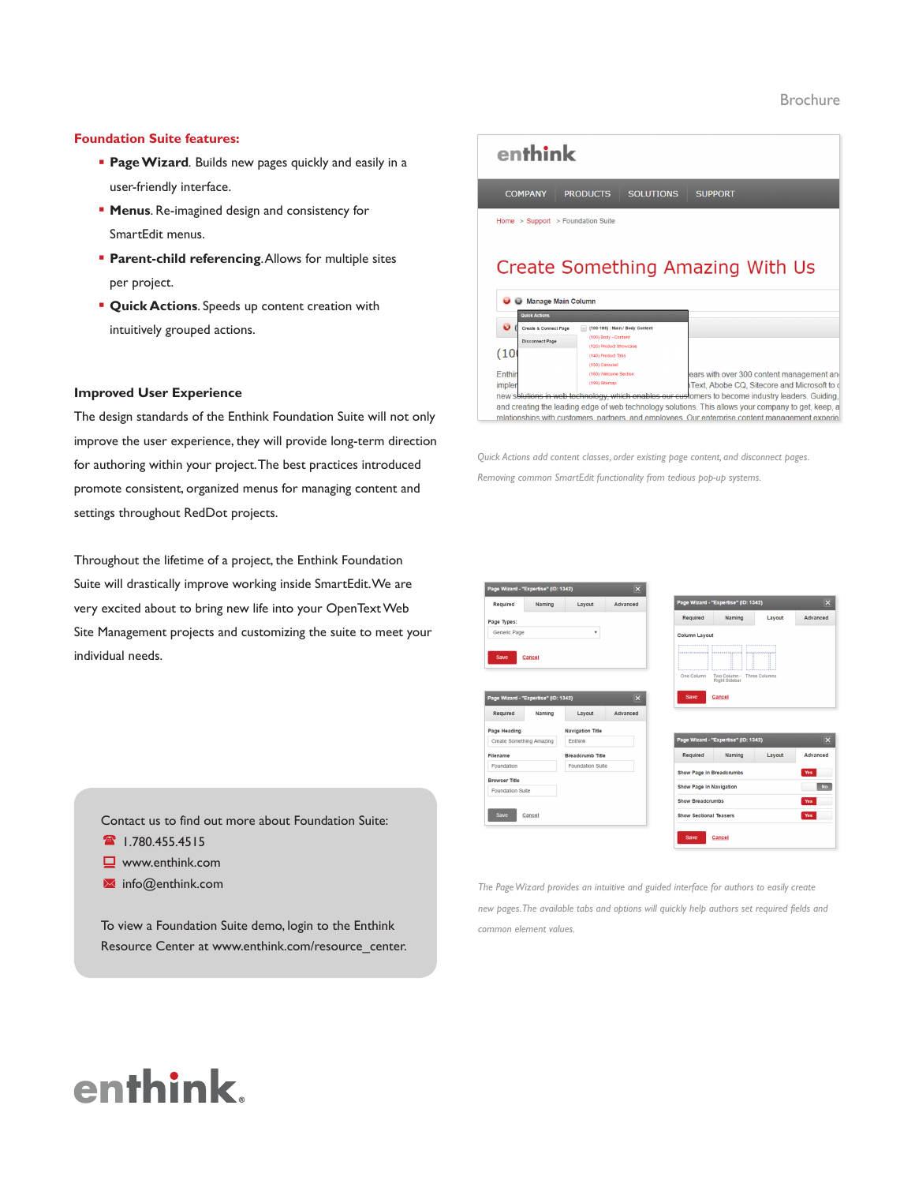## Foundation Suite features:

- **Page Wizard**. Builds new pages quickly and easily in a user-friendly interface.
- **Menus**. Re-imagined design and consistency for SmartEdit menus.
- **Parent-child referencing**. Allows for multiple sites per project.
- **Quick Actions**. Speeds up content creation with intuitively grouped actions.

### Improved User Experience

The design standards of the Enthink Foundation Suite will not only improve the user experience, they will provide long-term direction for authoring within your project. The best practices introduced promote consistent, organized menus for managing content and settings throughout RedDot projects.

Throughout the lifetime of a project, the Enthink Foundation Suite will drastically improve working inside SmartEdit. We are very excited about to bring new life into your OpenText Web Site Management projects and customizing the suite to meet your individual needs.

Contact us to find out more about Foundation Suite:
1.780.455.4515
www.enthink.com
info@enthink.com

To view a Foundation Suite demo, login to the Enthink Resource Center at www.enthink.com/resource_center.

*Quick Actions add content classes, order existing page content, and disconnect pages. Removing common SmartEdit functionality from tedious pop-up systems.*

*The Page Wizard provides an intuitive and guided interface for authors to easily create new pages. The available tabs and options will quickly help authors set required fields and common element values.*